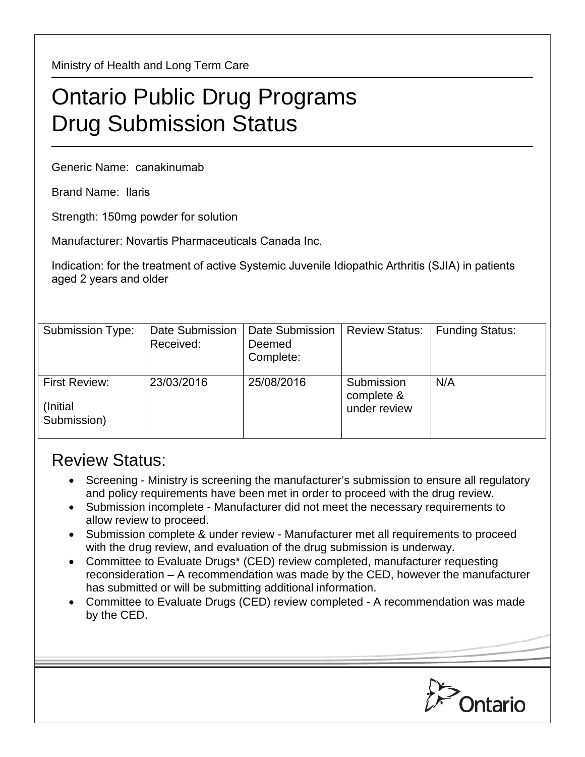Ministry of Health and Long Term Care

# Ontario Public Drug Programs
# Drug Submission Status

Generic Name: canakinumab

Brand Name: Ilaris

Strength: 150mg powder for solution

Manufacturer: Novartis Pharmaceuticals Canada Inc.

Indication: for the treatment of active Systemic Juvenile Idiopathic Arthritis (SJIA) in patients aged 2 years and older

| Submission Type: | Date Submission Received: | Date Submission Deemed Complete: | Review Status: | Funding Status: |
|---|---|---|---|---|
| First Review: (Initial Submission) | 23/03/2016 | 25/08/2016 | Submission complete & under review | N/A |

## Review Status:

- Screening - Ministry is screening the manufacturer's submission to ensure all regulatory and policy requirements have been met in order to proceed with the drug review.
- Submission incomplete - Manufacturer did not meet the necessary requirements to allow review to proceed.
- Submission complete & under review - Manufacturer met all requirements to proceed with the drug review, and evaluation of the drug submission is underway.
- Committee to Evaluate Drugs* (CED) review completed, manufacturer requesting reconsideration – A recommendation was made by the CED, however the manufacturer has submitted or will be submitting additional information.
- Committee to Evaluate Drugs (CED) review completed - A recommendation was made by the CED.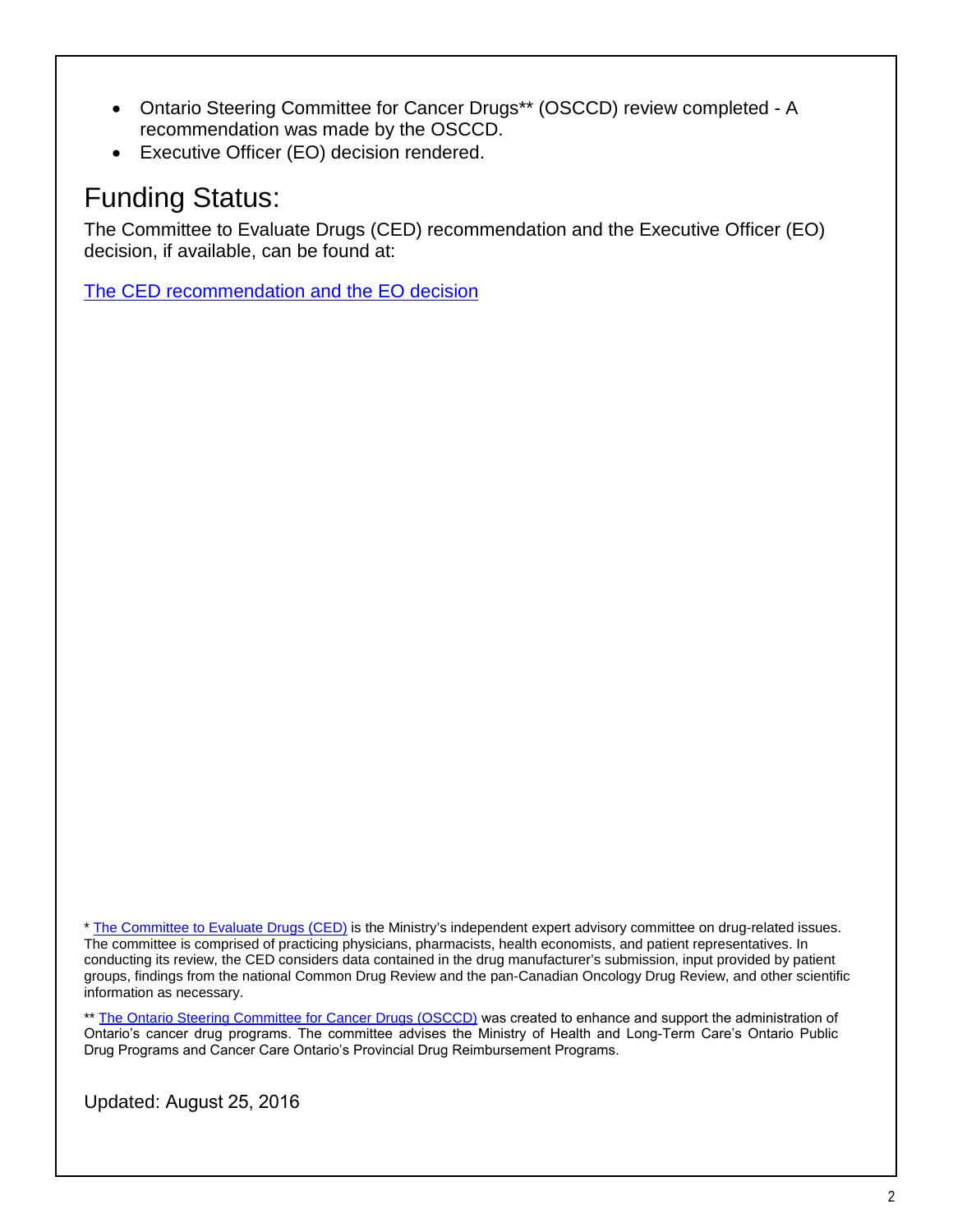- Ontario Steering Committee for Cancer Drugs** (OSCCD) review completed - A recommendation was made by the OSCCD.
- Executive Officer (EO) decision rendered.

## Funding Status:

The Committee to Evaluate Drugs (CED) recommendation and the Executive Officer (EO) decision, if available, can be found at:

The CED recommendation and the EO decision

* The Committee to Evaluate Drugs (CED) is the Ministry's independent expert advisory committee on drug-related issues. The committee is comprised of practicing physicians, pharmacists, health economists, and patient representatives. In conducting its review, the CED considers data contained in the drug manufacturer's submission, input provided by patient groups, findings from the national Common Drug Review and the pan-Canadian Oncology Drug Review, and other scientific information as necessary.

** The Ontario Steering Committee for Cancer Drugs (OSCCD) was created to enhance and support the administration of Ontario's cancer drug programs. The committee advises the Ministry of Health and Long-Term Care's Ontario Public Drug Programs and Cancer Care Ontario's Provincial Drug Reimbursement Programs.

Updated: August 25, 2016